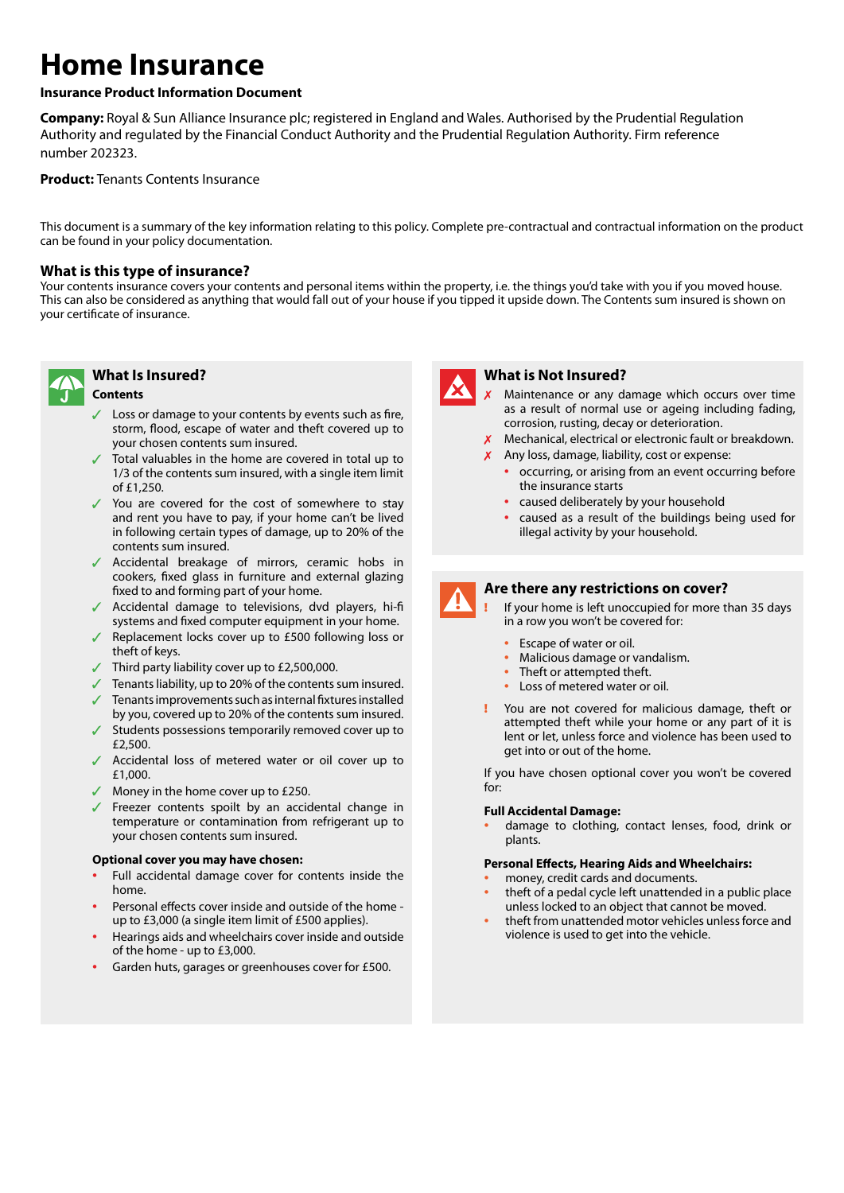# Home Insurance

**Insurance Product Information Document**

**Company:** Royal & Sun Alliance Insurance plc; registered in England and Wales. Authorised by the Prudential Regulation Authority and regulated by the Financial Conduct Authority and the Prudential Regulation Authority. Firm reference number 202323.

**Product:** Tenants Contents Insurance

This document is a summary of the key information relating to this policy. Complete pre-contractual and contractual information on the product can be found in your policy documentation.

## What is this type of insurance?

Your contents insurance covers your contents and personal items within the property, i.e. the things you'd take with you if you moved house. This can also be considered as anything that would fall out of your house if you tipped it upside down. The Contents sum insured is shown on your certificate of insurance.

## What Is Insured?

**Contents**

- ✓ Loss or damage to your contents by events such as fire, storm, flood, escape of water and theft covered up to your chosen contents sum insured.
- ✓ Total valuables in the home are covered in total up to 1/3 of the contents sum insured, with a single item limit of £1,250.
- ✓ You are covered for the cost of somewhere to stay and rent you have to pay, if your home can't be lived in following certain types of damage, up to 20% of the contents sum insured.
- ✓ Accidental breakage of mirrors, ceramic hobs in cookers, fixed glass in furniture and external glazing fixed to and forming part of your home.
- ✓ Accidental damage to televisions, dvd players, hi-fi systems and fixed computer equipment in your home.
- ✓ Replacement locks cover up to £500 following loss or theft of keys.
- ✓ Third party liability cover up to £2,500,000.
- ✓ Tenants liability, up to 20% of the contents sum insured.
- ✓ Tenants improvements such as internal fixtures installed by you, covered up to 20% of the contents sum insured.
- ✓ Students possessions temporarily removed cover up to £2,500.
- ✓ Accidental loss of metered water or oil cover up to £1,000.
- ✓ Money in the home cover up to £250.
- ✓ Freezer contents spoilt by an accidental change in temperature or contamination from refrigerant up to your chosen contents sum insured.

**Optional cover you may have chosen:**

- Full accidental damage cover for contents inside the home.
- Personal effects cover inside and outside of the home - up to £3,000 (a single item limit of £500 applies).
- Hearings aids and wheelchairs cover inside and outside of the home - up to £3,000.
- Garden huts, garages or greenhouses cover for £500.

## What is Not Insured?

- ✗ Maintenance or any damage which occurs over time as a result of normal use or ageing including fading, corrosion, rusting, decay or deterioration.
- ✗ Mechanical, electrical or electronic fault or breakdown.
- ✗ Any loss, damage, liability, cost or expense:
  - occurring, or arising from an event occurring before the insurance starts
  - caused deliberately by your household
  - caused as a result of the buildings being used for illegal activity by your household.

## Are there any restrictions on cover?

! If your home is left unoccupied for more than 35 days in a row you won't be covered for:

- Escape of water or oil.
- Malicious damage or vandalism.
- Theft or attempted theft.
- Loss of metered water or oil.

! You are not covered for malicious damage, theft or attempted theft while your home or any part of it is lent or let, unless force and violence has been used to get into or out of the home.

If you have chosen optional cover you won't be covered for:

**Full Accidental Damage:**

- damage to clothing, contact lenses, food, drink or plants.

**Personal Effects, Hearing Aids and Wheelchairs:**

- money, credit cards and documents.
- theft of a pedal cycle left unattended in a public place unless locked to an object that cannot be moved.
- theft from unattended motor vehicles unless force and violence is used to get into the vehicle.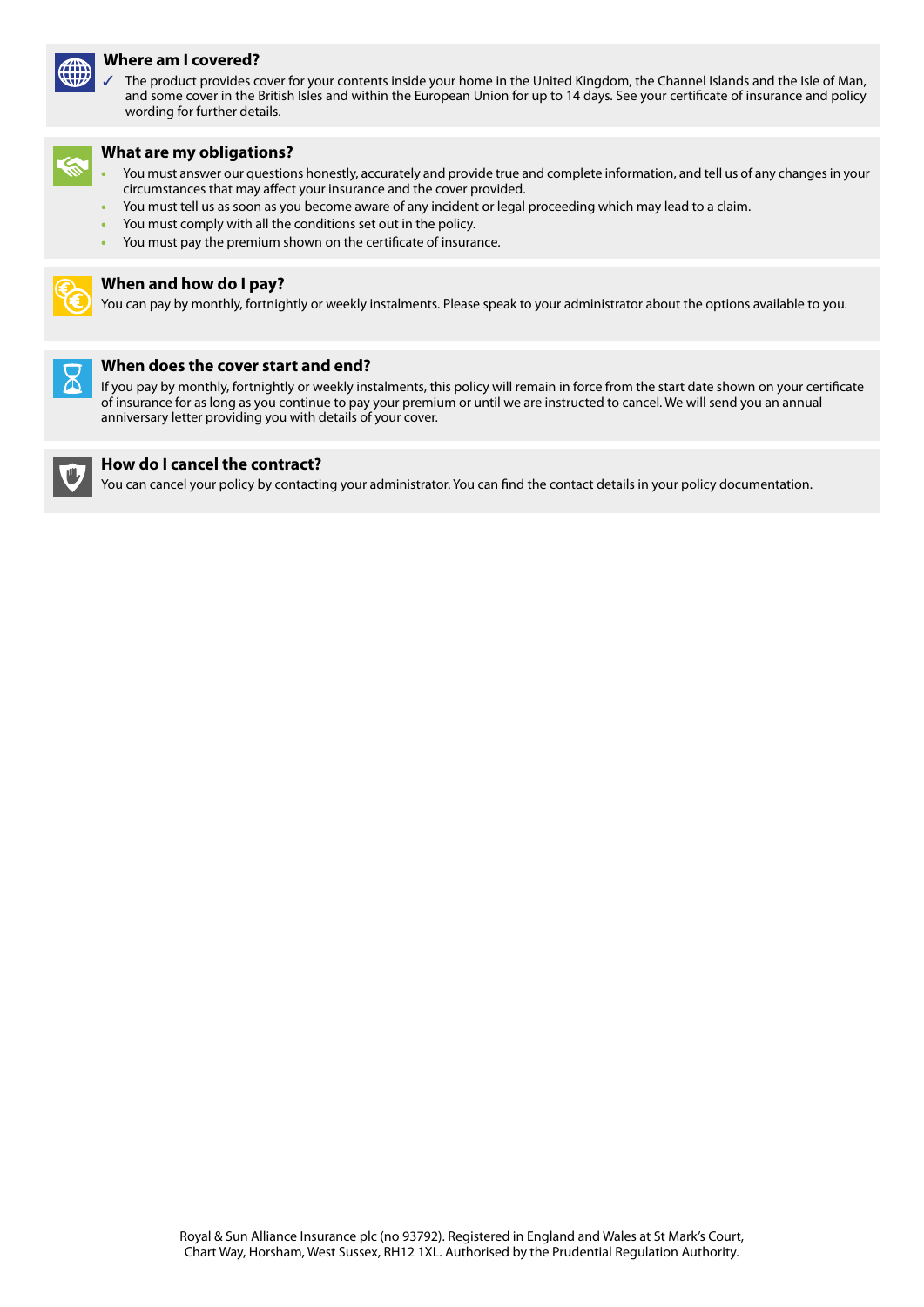## Where am I covered?

✓ The product provides cover for your contents inside your home in the United Kingdom, the Channel Islands and the Isle of Man, and some cover in the British Isles and within the European Union for up to 14 days. See your certificate of insurance and policy wording for further details.

## What are my obligations?

- You must answer our questions honestly, accurately and provide true and complete information, and tell us of any changes in your circumstances that may affect your insurance and the cover provided.
- You must tell us as soon as you become aware of any incident or legal proceeding which may lead to a claim.
- You must comply with all the conditions set out in the policy.
- You must pay the premium shown on the certificate of insurance.

## When and how do I pay?

You can pay by monthly, fortnightly or weekly instalments. Please speak to your administrator about the options available to you.

## When does the cover start and end?

If you pay by monthly, fortnightly or weekly instalments, this policy will remain in force from the start date shown on your certificate of insurance for as long as you continue to pay your premium or until we are instructed to cancel. We will send you an annual anniversary letter providing you with details of your cover.

## How do I cancel the contract?

You can cancel your policy by contacting your administrator. You can find the contact details in your policy documentation.

Royal & Sun Alliance Insurance plc (no 93792). Registered in England and Wales at St Mark's Court, Chart Way, Horsham, West Sussex, RH12 1XL. Authorised by the Prudential Regulation Authority.